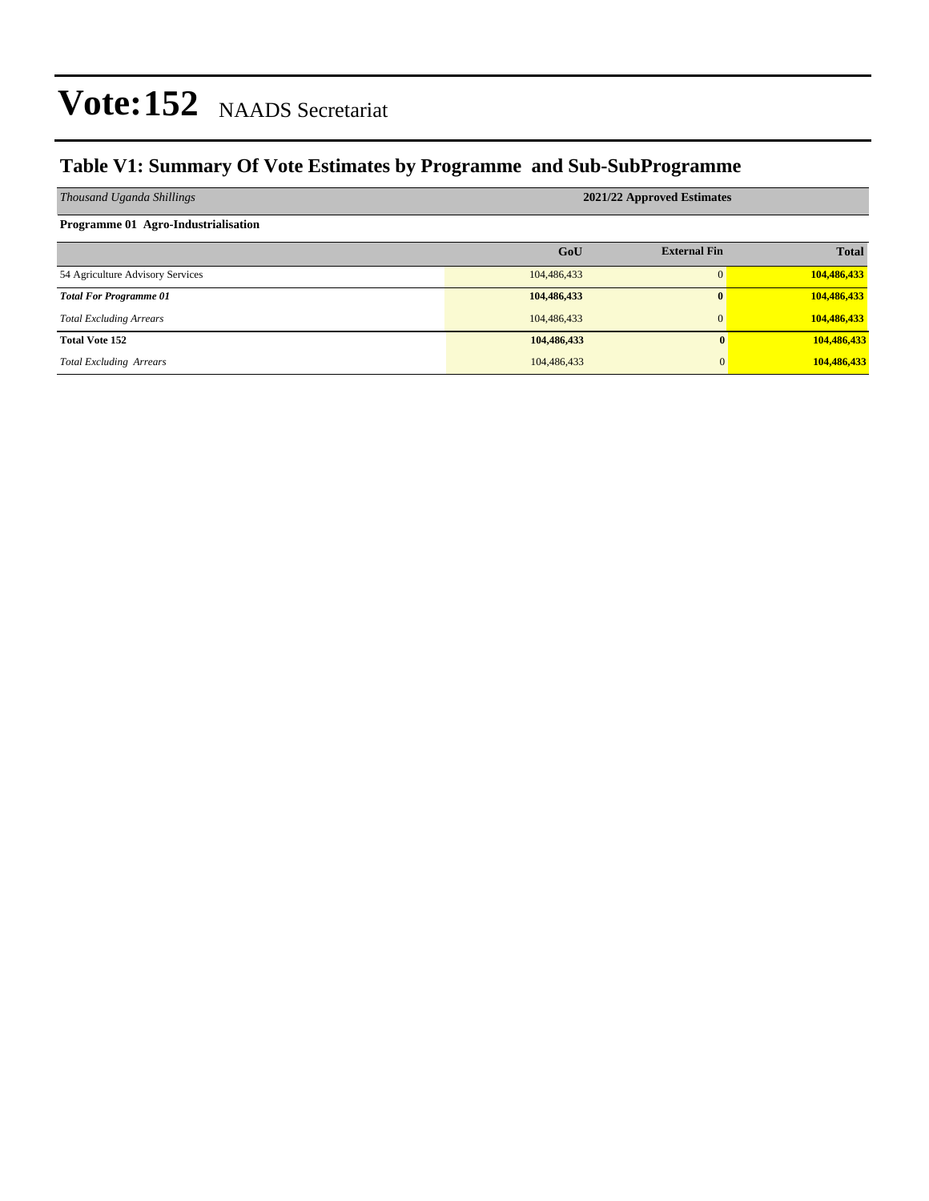# Vote:152 NAADS Secretariat

## Table V1: Summary Of Vote Estimates by Programme and Sub-SubProgramme

| *Thousand Uganda Shillings* | 2021/22 Approved Estimates | | |
|---|---|---|---|
| **Programme 01 Agro-Industrialisation** | | | |
| | **GoU** | **External Fin** | **Total** |
| 54 Agriculture Advisory Services | 104,486,433 | 0 | **104,486,433** |
| ***Total For Programme 01*** | **104,486,433** | **0** | **104,486,433** |
| *Total Excluding Arrears* | 104,486,433 | 0 | **104,486,433** |
| **Total Vote 152** | **104,486,433** | **0** | **104,486,433** |
| *Total Excluding Arrears* | 104,486,433 | 0 | **104,486,433** |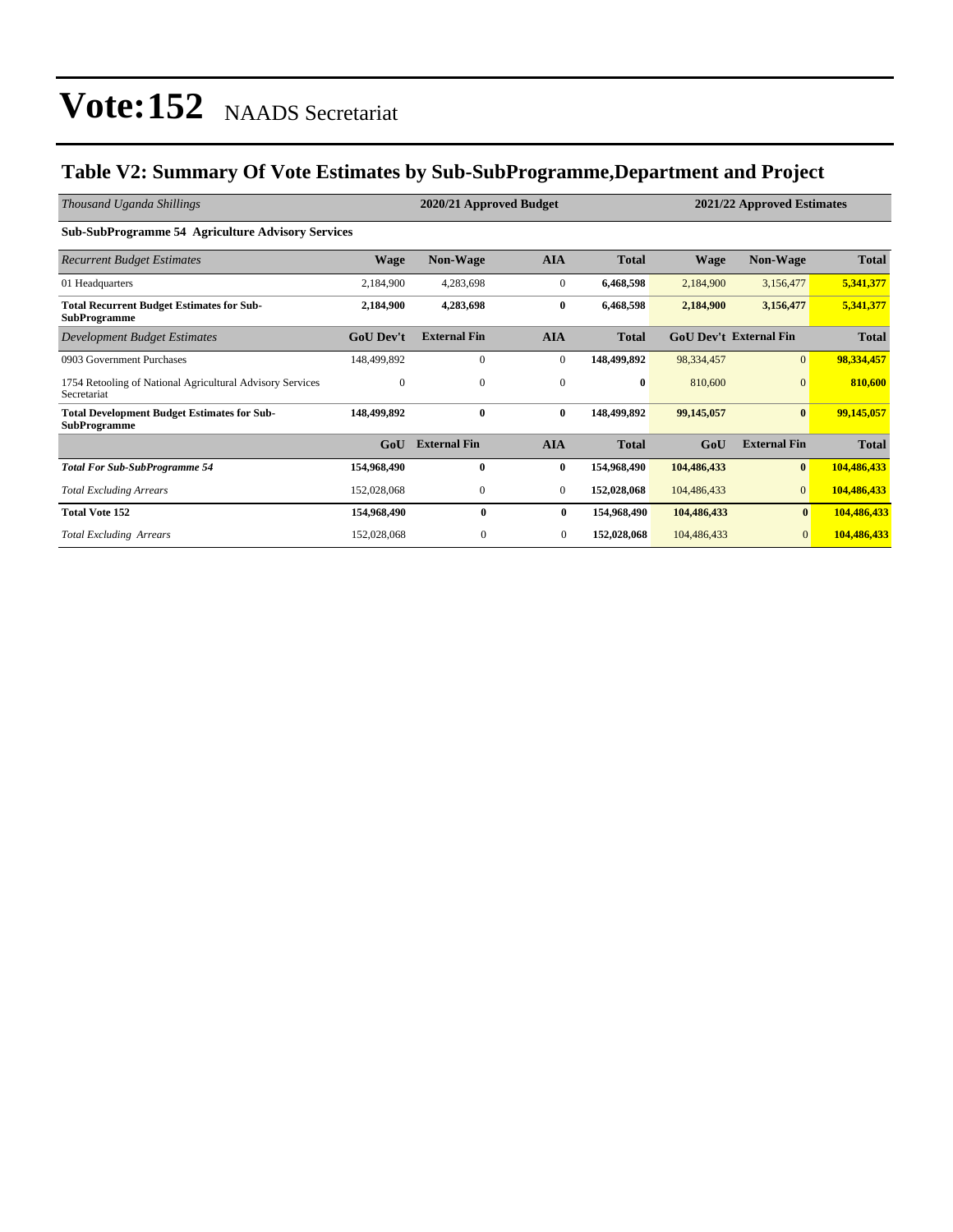# Vote:152 NAADS Secretariat

## Table V2: Summary Of Vote Estimates by Sub-SubProgramme,Department and Project

| *Thousand Uganda Shillings* | 2020/21 Approved Budget | | | | 2021/22 Approved Estimates | | |
|---|---|---|---|---|---|---|---|
| **Sub-SubProgramme 54 Agriculture Advisory Services** | | | | | | | |
| *Recurrent Budget Estimates* | **Wage** | **Non-Wage** | **AIA** | **Total** | **Wage** | **Non-Wage** | **Total** |
| 01 Headquarters | 2,184,900 | 4,283,698 | 0 | **6,468,598** | 2,184,900 | 3,156,477 | **5,341,377** |
| **Total Recurrent Budget Estimates for Sub-SubProgramme** | **2,184,900** | **4,283,698** | **0** | **6,468,598** | **2,184,900** | **3,156,477** | **5,341,377** |
| *Development Budget Estimates* | **GoU Dev't** | **External Fin** | **AIA** | **Total** | **GoU Dev't** | **External Fin** | **Total** |
| 0903 Government Purchases | 148,499,892 | 0 | 0 | **148,499,892** | 98,334,457 | 0 | **98,334,457** |
| 1754 Retooling of National Agricultural Advisory Services Secretariat | 0 | 0 | 0 | **0** | 810,600 | 0 | **810,600** |
| **Total Development Budget Estimates for Sub-SubProgramme** | **148,499,892** | **0** | **0** | **148,499,892** | **99,145,057** | **0** | **99,145,057** |
| | **GoU** | **External Fin** | **AIA** | **Total** | **GoU** | **External Fin** | **Total** |
| ***Total For Sub-SubProgramme 54*** | **154,968,490** | **0** | **0** | **154,968,490** | **104,486,433** | **0** | **104,486,433** |
| *Total Excluding Arrears* | 152,028,068 | 0 | 0 | **152,028,068** | 104,486,433 | 0 | **104,486,433** |
| **Total Vote 152** | **154,968,490** | **0** | **0** | **154,968,490** | **104,486,433** | **0** | **104,486,433** |
| *Total Excluding Arrears* | 152,028,068 | 0 | 0 | **152,028,068** | 104,486,433 | 0 | **104,486,433** |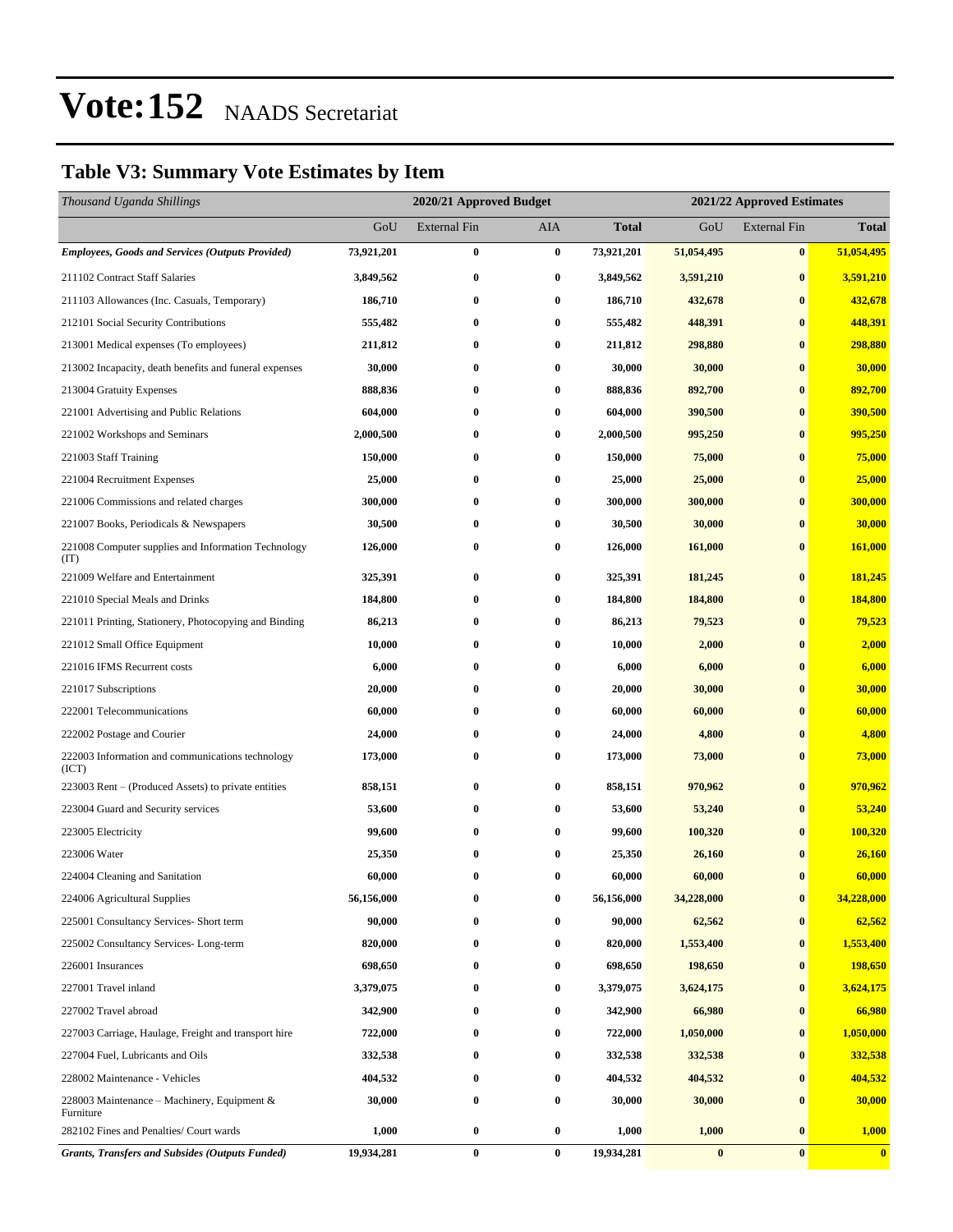# Vote:152 NAADS Secretariat

## Table V3: Summary Vote Estimates by Item

| *Thousand Uganda Shillings* | 2020/21 Approved Budget | | | | 2021/22 Approved Estimates | | |
|---|---|---|---|---|---|---|---|
| | GoU | External Fin | AIA | **Total** | GoU | External Fin | **Total** |
| ***Employees, Goods and Services (Outputs Provided)*** | **73,921,201** | **0** | **0** | **73,921,201** | **51,054,495** | **0** | **51,054,495** |
| 211102 Contract Staff Salaries | **3,849,562** | **0** | **0** | **3,849,562** | **3,591,210** | **0** | **3,591,210** |
| 211103 Allowances (Inc. Casuals, Temporary) | **186,710** | **0** | **0** | **186,710** | **432,678** | **0** | **432,678** |
| 212101 Social Security Contributions | **555,482** | **0** | **0** | **555,482** | **448,391** | **0** | **448,391** |
| 213001 Medical expenses (To employees) | **211,812** | **0** | **0** | **211,812** | **298,880** | **0** | **298,880** |
| 213002 Incapacity, death benefits and funeral expenses | **30,000** | **0** | **0** | **30,000** | **30,000** | **0** | **30,000** |
| 213004 Gratuity Expenses | **888,836** | **0** | **0** | **888,836** | **892,700** | **0** | **892,700** |
| 221001 Advertising and Public Relations | **604,000** | **0** | **0** | **604,000** | **390,500** | **0** | **390,500** |
| 221002 Workshops and Seminars | **2,000,500** | **0** | **0** | **2,000,500** | **995,250** | **0** | **995,250** |
| 221003 Staff Training | **150,000** | **0** | **0** | **150,000** | **75,000** | **0** | **75,000** |
| 221004 Recruitment Expenses | **25,000** | **0** | **0** | **25,000** | **25,000** | **0** | **25,000** |
| 221006 Commissions and related charges | **300,000** | **0** | **0** | **300,000** | **300,000** | **0** | **300,000** |
| 221007 Books, Periodicals & Newspapers | **30,500** | **0** | **0** | **30,500** | **30,000** | **0** | **30,000** |
| 221008 Computer supplies and Information Technology (IT) | **126,000** | **0** | **0** | **126,000** | **161,000** | **0** | **161,000** |
| 221009 Welfare and Entertainment | **325,391** | **0** | **0** | **325,391** | **181,245** | **0** | **181,245** |
| 221010 Special Meals and Drinks | **184,800** | **0** | **0** | **184,800** | **184,800** | **0** | **184,800** |
| 221011 Printing, Stationery, Photocopying and Binding | **86,213** | **0** | **0** | **86,213** | **79,523** | **0** | **79,523** |
| 221012 Small Office Equipment | **10,000** | **0** | **0** | **10,000** | **2,000** | **0** | **2,000** |
| 221016 IFMS Recurrent costs | **6,000** | **0** | **0** | **6,000** | **6,000** | **0** | **6,000** |
| 221017 Subscriptions | **20,000** | **0** | **0** | **20,000** | **30,000** | **0** | **30,000** |
| 222001 Telecommunications | **60,000** | **0** | **0** | **60,000** | **60,000** | **0** | **60,000** |
| 222002 Postage and Courier | **24,000** | **0** | **0** | **24,000** | **4,800** | **0** | **4,800** |
| 222003 Information and communications technology (ICT) | **173,000** | **0** | **0** | **173,000** | **73,000** | **0** | **73,000** |
| 223003 Rent – (Produced Assets) to private entities | **858,151** | **0** | **0** | **858,151** | **970,962** | **0** | **970,962** |
| 223004 Guard and Security services | **53,600** | **0** | **0** | **53,600** | **53,240** | **0** | **53,240** |
| 223005 Electricity | **99,600** | **0** | **0** | **99,600** | **100,320** | **0** | **100,320** |
| 223006 Water | **25,350** | **0** | **0** | **25,350** | **26,160** | **0** | **26,160** |
| 224004 Cleaning and Sanitation | **60,000** | **0** | **0** | **60,000** | **60,000** | **0** | **60,000** |
| 224006 Agricultural Supplies | **56,156,000** | **0** | **0** | **56,156,000** | **34,228,000** | **0** | **34,228,000** |
| 225001 Consultancy Services- Short term | **90,000** | **0** | **0** | **90,000** | **62,562** | **0** | **62,562** |
| 225002 Consultancy Services- Long-term | **820,000** | **0** | **0** | **820,000** | **1,553,400** | **0** | **1,553,400** |
| 226001 Insurances | **698,650** | **0** | **0** | **698,650** | **198,650** | **0** | **198,650** |
| 227001 Travel inland | **3,379,075** | **0** | **0** | **3,379,075** | **3,624,175** | **0** | **3,624,175** |
| 227002 Travel abroad | **342,900** | **0** | **0** | **342,900** | **66,980** | **0** | **66,980** |
| 227003 Carriage, Haulage, Freight and transport hire | **722,000** | **0** | **0** | **722,000** | **1,050,000** | **0** | **1,050,000** |
| 227004 Fuel, Lubricants and Oils | **332,538** | **0** | **0** | **332,538** | **332,538** | **0** | **332,538** |
| 228002 Maintenance - Vehicles | **404,532** | **0** | **0** | **404,532** | **404,532** | **0** | **404,532** |
| 228003 Maintenance – Machinery, Equipment & Furniture | **30,000** | **0** | **0** | **30,000** | **30,000** | **0** | **30,000** |
| 282102 Fines and Penalties/ Court wards | **1,000** | **0** | **0** | **1,000** | **1,000** | **0** | **1,000** |
| ***Grants, Transfers and Subsides (Outputs Funded)*** | **19,934,281** | **0** | **0** | **19,934,281** | **0** | **0** | **0** |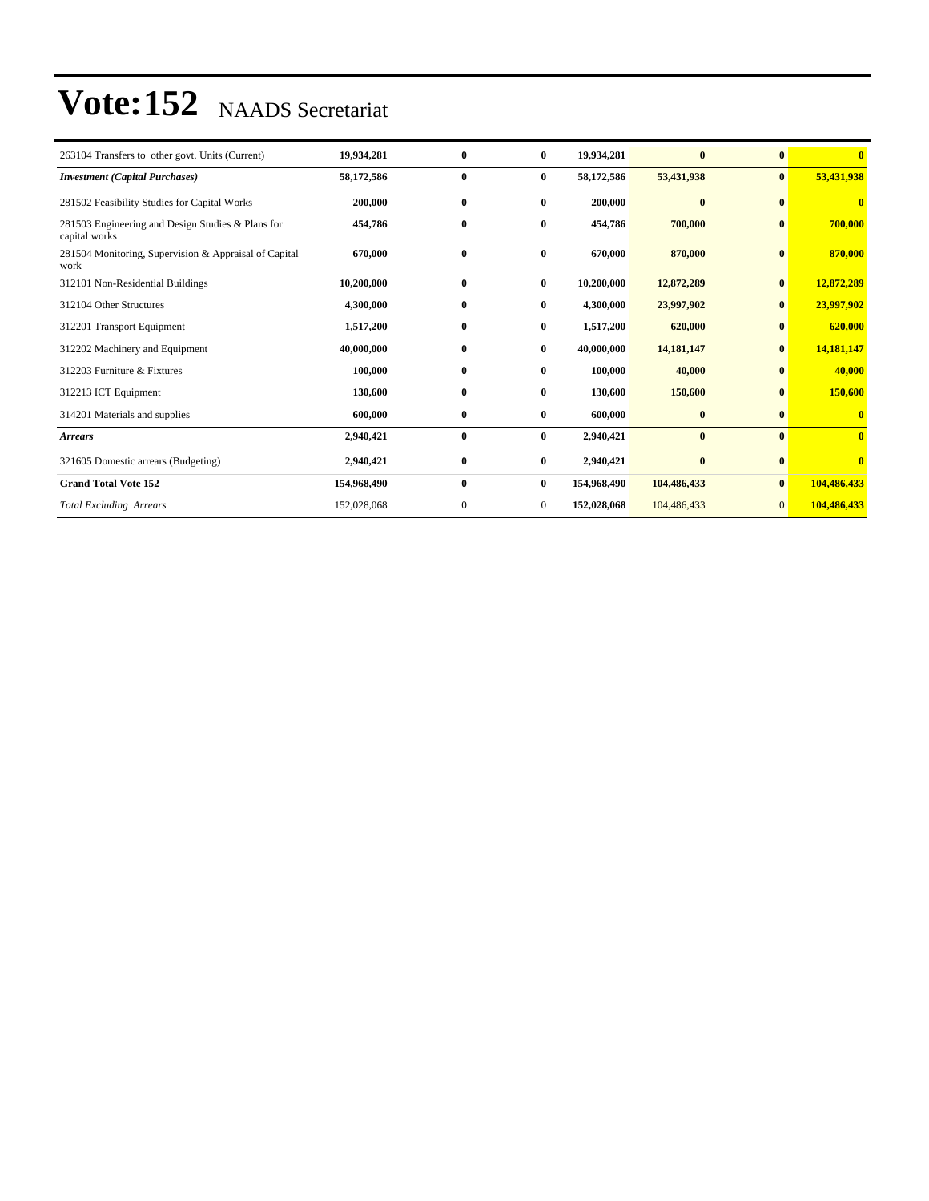# Vote:152 NAADS Secretariat

| | | | | | | | |
|---|---|---|---|---|---|---|---|
| 263104 Transfers to other govt. Units (Current) | **19,934,281** | **0** | **0** | **19,934,281** | **0** | **0** | **0** |
| ***Investment (Capital Purchases)*** | **58,172,586** | **0** | **0** | **58,172,586** | **53,431,938** | **0** | **53,431,938** |
| 281502 Feasibility Studies for Capital Works | **200,000** | **0** | **0** | **200,000** | **0** | **0** | **0** |
| 281503 Engineering and Design Studies & Plans for capital works | **454,786** | **0** | **0** | **454,786** | **700,000** | **0** | **700,000** |
| 281504 Monitoring, Supervision & Appraisal of Capital work | **670,000** | **0** | **0** | **670,000** | **870,000** | **0** | **870,000** |
| 312101 Non-Residential Buildings | **10,200,000** | **0** | **0** | **10,200,000** | **12,872,289** | **0** | **12,872,289** |
| 312104 Other Structures | **4,300,000** | **0** | **0** | **4,300,000** | **23,997,902** | **0** | **23,997,902** |
| 312201 Transport Equipment | **1,517,200** | **0** | **0** | **1,517,200** | **620,000** | **0** | **620,000** |
| 312202 Machinery and Equipment | **40,000,000** | **0** | **0** | **40,000,000** | **14,181,147** | **0** | **14,181,147** |
| 312203 Furniture & Fixtures | **100,000** | **0** | **0** | **100,000** | **40,000** | **0** | **40,000** |
| 312213 ICT Equipment | **130,600** | **0** | **0** | **130,600** | **150,600** | **0** | **150,600** |
| 314201 Materials and supplies | **600,000** | **0** | **0** | **600,000** | **0** | **0** | **0** |
| ***Arrears*** | **2,940,421** | **0** | **0** | **2,940,421** | **0** | **0** | **0** |
| 321605 Domestic arrears (Budgeting) | **2,940,421** | **0** | **0** | **2,940,421** | **0** | **0** | **0** |
| **Grand Total Vote 152** | **154,968,490** | **0** | **0** | **154,968,490** | **104,486,433** | **0** | **104,486,433** |
| *Total Excluding Arrears* | 152,028,068 | 0 | 0 | **152,028,068** | 104,486,433 | 0 | **104,486,433** |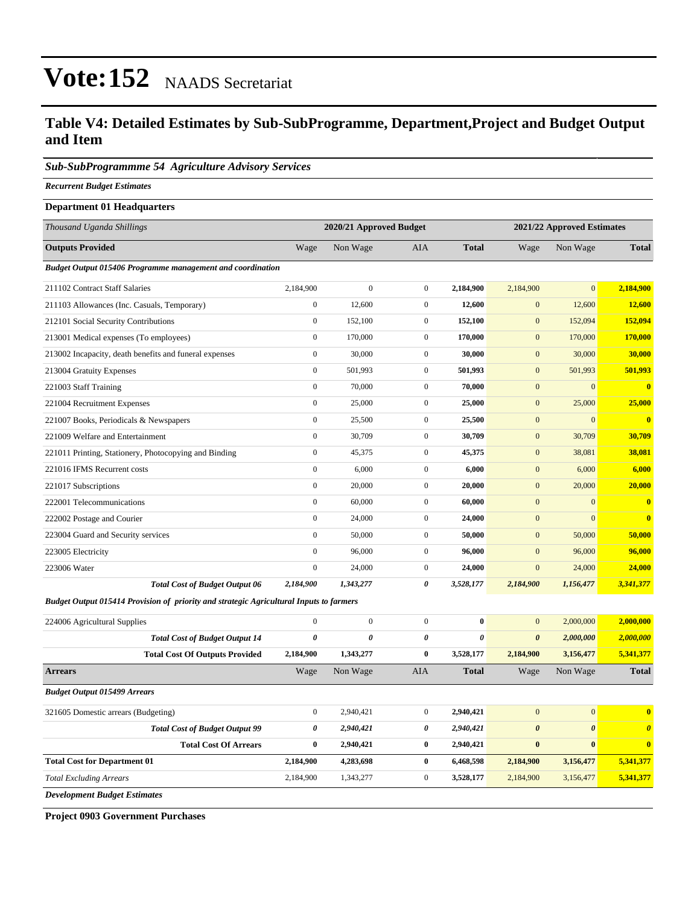# Vote:152 NAADS Secretariat

## Table V4: Detailed Estimates by Sub-SubProgramme, Department,Project and Budget Output and Item

### *Sub-SubProgrammme 54 Agriculture Advisory Services*

***Recurrent Budget Estimates***

**Department 01 Headquarters**

| *Thousand Uganda Shillings* | 2020/21 Approved Budget | | | | 2021/22 Approved Estimates | | |
|---|---|---|---|---|---|---|---|
| **Outputs Provided** | Wage | Non Wage | AIA | **Total** | Wage | Non Wage | **Total** |
| ***Budget Output 015406 Programme management and coordination*** | | | | | | | |
| 211102 Contract Staff Salaries | 2,184,900 | 0 | 0 | **2,184,900** | 2,184,900 | 0 | **2,184,900** |
| 211103 Allowances (Inc. Casuals, Temporary) | 0 | 12,600 | 0 | **12,600** | 0 | 12,600 | **12,600** |
| 212101 Social Security Contributions | 0 | 152,100 | 0 | **152,100** | 0 | 152,094 | **152,094** |
| 213001 Medical expenses (To employees) | 0 | 170,000 | 0 | **170,000** | 0 | 170,000 | **170,000** |
| 213002 Incapacity, death benefits and funeral expenses | 0 | 30,000 | 0 | **30,000** | 0 | 30,000 | **30,000** |
| 213004 Gratuity Expenses | 0 | 501,993 | 0 | **501,993** | 0 | 501,993 | **501,993** |
| 221003 Staff Training | 0 | 70,000 | 0 | **70,000** | 0 | 0 | **0** |
| 221004 Recruitment Expenses | 0 | 25,000 | 0 | **25,000** | 0 | 25,000 | **25,000** |
| 221007 Books, Periodicals & Newspapers | 0 | 25,500 | 0 | **25,500** | 0 | 0 | **0** |
| 221009 Welfare and Entertainment | 0 | 30,709 | 0 | **30,709** | 0 | 30,709 | **30,709** |
| 221011 Printing, Stationery, Photocopying and Binding | 0 | 45,375 | 0 | **45,375** | 0 | 38,081 | **38,081** |
| 221016 IFMS Recurrent costs | 0 | 6,000 | 0 | **6,000** | 0 | 6,000 | **6,000** |
| 221017 Subscriptions | 0 | 20,000 | 0 | **20,000** | 0 | 20,000 | **20,000** |
| 222001 Telecommunications | 0 | 60,000 | 0 | **60,000** | 0 | 0 | **0** |
| 222002 Postage and Courier | 0 | 24,000 | 0 | **24,000** | 0 | 0 | **0** |
| 223004 Guard and Security services | 0 | 50,000 | 0 | **50,000** | 0 | 50,000 | **50,000** |
| 223005 Electricity | 0 | 96,000 | 0 | **96,000** | 0 | 96,000 | **96,000** |
| 223006 Water | 0 | 24,000 | 0 | **24,000** | 0 | 24,000 | **24,000** |
| ***Total Cost of Budget Output 06*** | ***2,184,900*** | ***1,343,277*** | ***0*** | ***3,528,177*** | ***2,184,900*** | ***1,156,477*** | ***3,341,377*** |
| ***Budget Output 015414 Provision of priority and strategic Agricultural Inputs to farmers*** | | | | | | | |
| 224006 Agricultural Supplies | 0 | 0 | 0 | **0** | 0 | 2,000,000 | **2,000,000** |
| ***Total Cost of Budget Output 14*** | ***0*** | ***0*** | ***0*** | ***0*** | ***0*** | ***2,000,000*** | ***2,000,000*** |
| **Total Cost Of Outputs Provided** | **2,184,900** | **1,343,277** | **0** | **3,528,177** | **2,184,900** | **3,156,477** | **5,341,377** |
| **Arrears** | Wage | Non Wage | AIA | **Total** | Wage | Non Wage | **Total** |
| ***Budget Output 015499 Arrears*** | | | | | | | |
| 321605 Domestic arrears (Budgeting) | 0 | 2,940,421 | 0 | **2,940,421** | 0 | 0 | **0** |
| ***Total Cost of Budget Output 99*** | ***0*** | ***2,940,421*** | ***0*** | ***2,940,421*** | ***0*** | ***0*** | ***0*** |
| **Total Cost Of Arrears** | **0** | **2,940,421** | **0** | **2,940,421** | **0** | **0** | **0** |
| **Total Cost for Department 01** | **2,184,900** | **4,283,698** | **0** | **6,468,598** | **2,184,900** | **3,156,477** | **5,341,377** |
| *Total Excluding Arrears* | 2,184,900 | 1,343,277 | 0 | **3,528,177** | 2,184,900 | 3,156,477 | **5,341,377** |

***Development Budget Estimates***

**Project 0903 Government Purchases**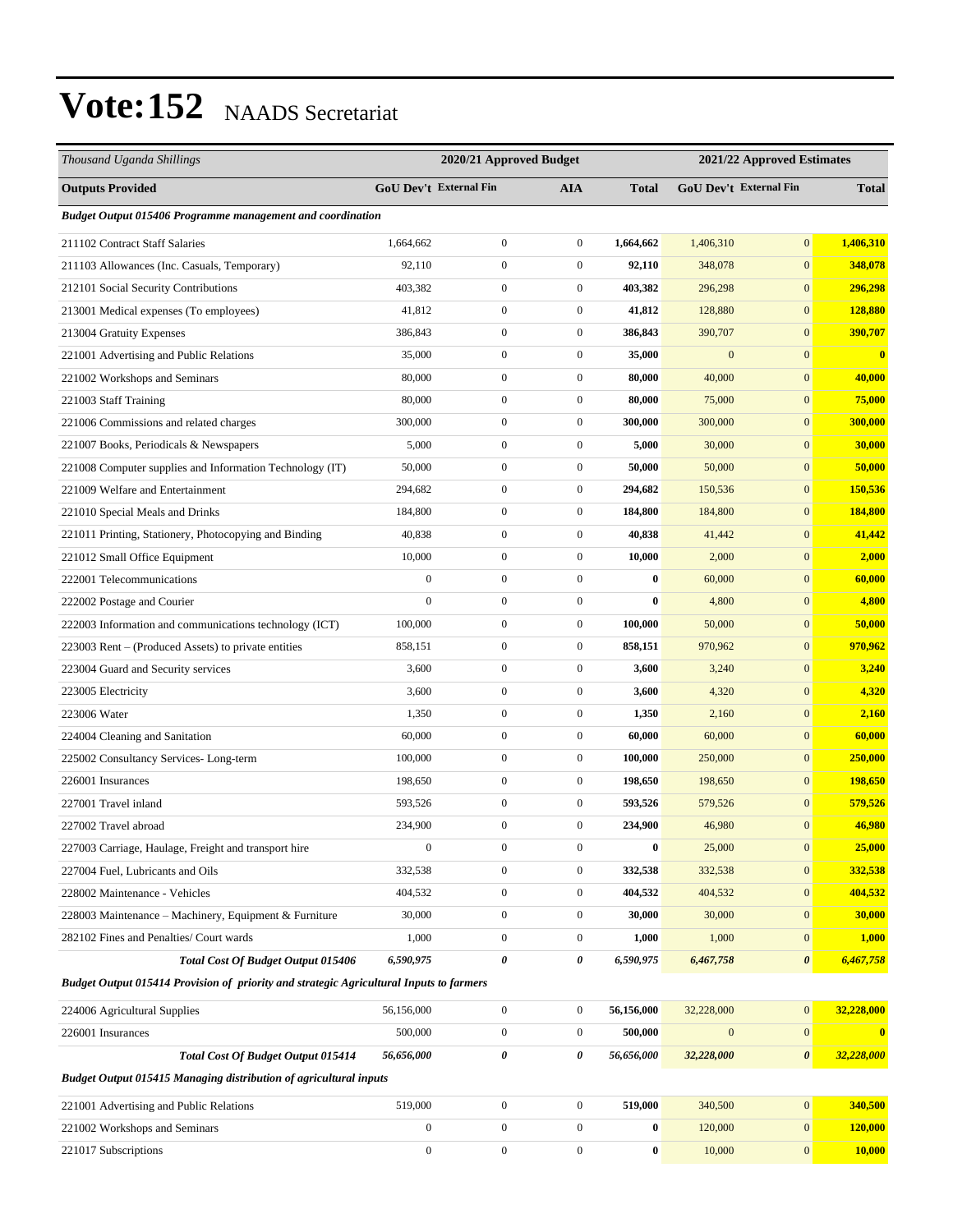# Vote:152 NAADS Secretariat

| Thousand Uganda Shillings | 2020/21 Approved Budget | | | | 2021/22 Approved Estimates | | |
|---|---|---|---|---|---|---|---|
| **Outputs Provided** | **GoU Dev't** | **External Fin** | **AIA** | **Total** | **GoU Dev't** | **External Fin** | **Total** |
| ***Budget Output 015406 Programme management and coordination*** | | | | | | | |
| 211102 Contract Staff Salaries | 1,664,662 | 0 | 0 | **1,664,662** | 1,406,310 | 0 | **1,406,310** |
| 211103 Allowances (Inc. Casuals, Temporary) | 92,110 | 0 | 0 | **92,110** | 348,078 | 0 | **348,078** |
| 212101 Social Security Contributions | 403,382 | 0 | 0 | **403,382** | 296,298 | 0 | **296,298** |
| 213001 Medical expenses (To employees) | 41,812 | 0 | 0 | **41,812** | 128,880 | 0 | **128,880** |
| 213004 Gratuity Expenses | 386,843 | 0 | 0 | **386,843** | 390,707 | 0 | **390,707** |
| 221001 Advertising and Public Relations | 35,000 | 0 | 0 | **35,000** | 0 | 0 | **0** |
| 221002 Workshops and Seminars | 80,000 | 0 | 0 | **80,000** | 40,000 | 0 | **40,000** |
| 221003 Staff Training | 80,000 | 0 | 0 | **80,000** | 75,000 | 0 | **75,000** |
| 221006 Commissions and related charges | 300,000 | 0 | 0 | **300,000** | 300,000 | 0 | **300,000** |
| 221007 Books, Periodicals & Newspapers | 5,000 | 0 | 0 | **5,000** | 30,000 | 0 | **30,000** |
| 221008 Computer supplies and Information Technology (IT) | 50,000 | 0 | 0 | **50,000** | 50,000 | 0 | **50,000** |
| 221009 Welfare and Entertainment | 294,682 | 0 | 0 | **294,682** | 150,536 | 0 | **150,536** |
| 221010 Special Meals and Drinks | 184,800 | 0 | 0 | **184,800** | 184,800 | 0 | **184,800** |
| 221011 Printing, Stationery, Photocopying and Binding | 40,838 | 0 | 0 | **40,838** | 41,442 | 0 | **41,442** |
| 221012 Small Office Equipment | 10,000 | 0 | 0 | **10,000** | 2,000 | 0 | **2,000** |
| 222001 Telecommunications | 0 | 0 | 0 | **0** | 60,000 | 0 | **60,000** |
| 222002 Postage and Courier | 0 | 0 | 0 | **0** | 4,800 | 0 | **4,800** |
| 222003 Information and communications technology (ICT) | 100,000 | 0 | 0 | **100,000** | 50,000 | 0 | **50,000** |
| 223003 Rent – (Produced Assets) to private entities | 858,151 | 0 | 0 | **858,151** | 970,962 | 0 | **970,962** |
| 223004 Guard and Security services | 3,600 | 0 | 0 | **3,600** | 3,240 | 0 | **3,240** |
| 223005 Electricity | 3,600 | 0 | 0 | **3,600** | 4,320 | 0 | **4,320** |
| 223006 Water | 1,350 | 0 | 0 | **1,350** | 2,160 | 0 | **2,160** |
| 224004 Cleaning and Sanitation | 60,000 | 0 | 0 | **60,000** | 60,000 | 0 | **60,000** |
| 225002 Consultancy Services- Long-term | 100,000 | 0 | 0 | **100,000** | 250,000 | 0 | **250,000** |
| 226001 Insurances | 198,650 | 0 | 0 | **198,650** | 198,650 | 0 | **198,650** |
| 227001 Travel inland | 593,526 | 0 | 0 | **593,526** | 579,526 | 0 | **579,526** |
| 227002 Travel abroad | 234,900 | 0 | 0 | **234,900** | 46,980 | 0 | **46,980** |
| 227003 Carriage, Haulage, Freight and transport hire | 0 | 0 | 0 | **0** | 25,000 | 0 | **25,000** |
| 227004 Fuel, Lubricants and Oils | 332,538 | 0 | 0 | **332,538** | 332,538 | 0 | **332,538** |
| 228002 Maintenance - Vehicles | 404,532 | 0 | 0 | **404,532** | 404,532 | 0 | **404,532** |
| 228003 Maintenance – Machinery, Equipment & Furniture | 30,000 | 0 | 0 | **30,000** | 30,000 | 0 | **30,000** |
| 282102 Fines and Penalties/ Court wards | 1,000 | 0 | 0 | **1,000** | 1,000 | 0 | **1,000** |
| ***Total Cost Of Budget Output 015406*** | ***6,590,975*** | ***0*** | ***0*** | ***6,590,975*** | ***6,467,758*** | ***0*** | ***6,467,758*** |
| ***Budget Output 015414 Provision of priority and strategic Agricultural Inputs to farmers*** | | | | | | | |
| 224006 Agricultural Supplies | 56,156,000 | 0 | 0 | **56,156,000** | 32,228,000 | 0 | **32,228,000** |
| 226001 Insurances | 500,000 | 0 | 0 | **500,000** | 0 | 0 | **0** |
| ***Total Cost Of Budget Output 015414*** | ***56,656,000*** | ***0*** | ***0*** | ***56,656,000*** | ***32,228,000*** | ***0*** | ***32,228,000*** |
| ***Budget Output 015415 Managing distribution of agricultural inputs*** | | | | | | | |
| 221001 Advertising and Public Relations | 519,000 | 0 | 0 | **519,000** | 340,500 | 0 | **340,500** |
| 221002 Workshops and Seminars | 0 | 0 | 0 | **0** | 120,000 | 0 | **120,000** |
| 221017 Subscriptions | 0 | 0 | 0 | **0** | 10,000 | 0 | **10,000** |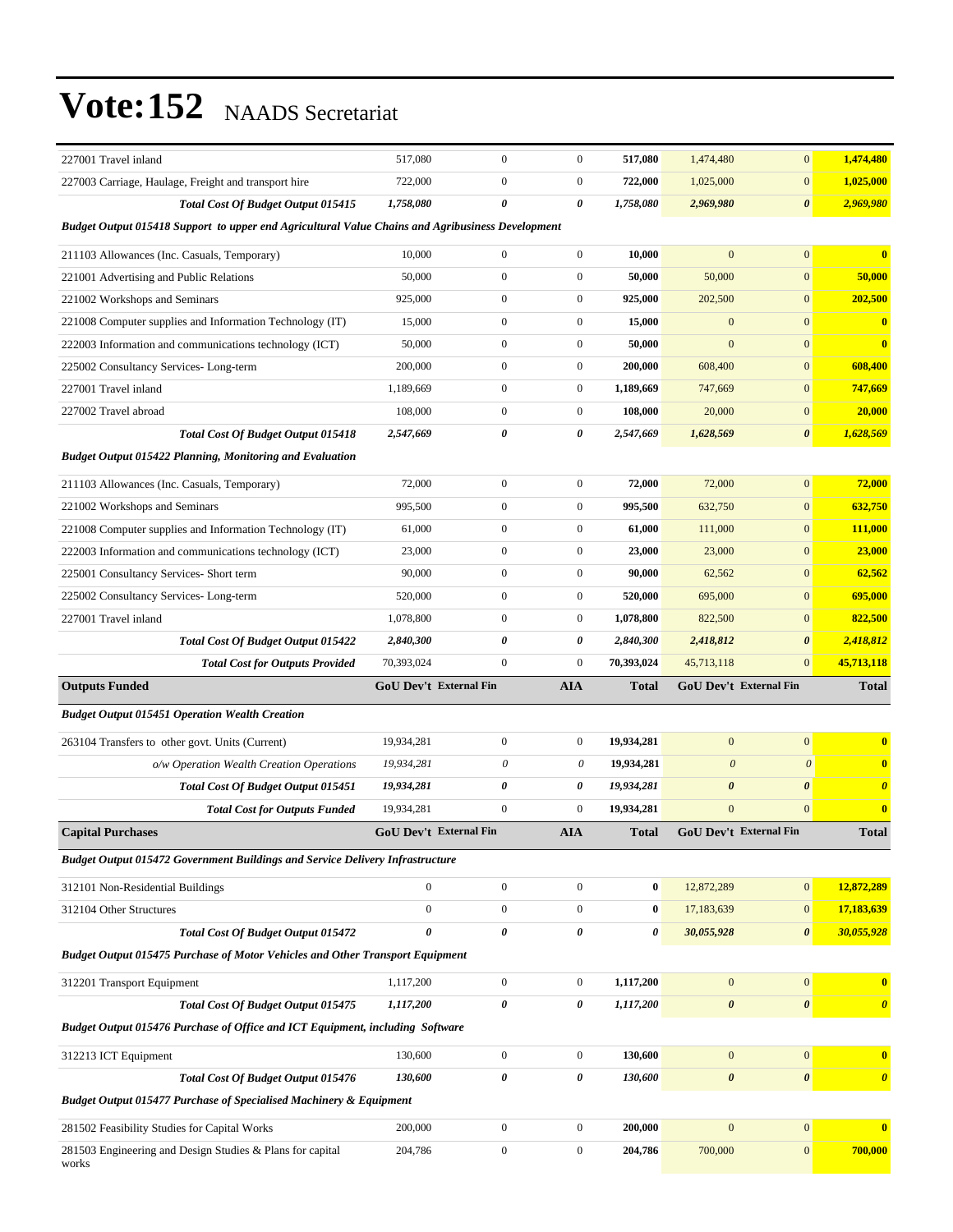# Vote:152 NAADS Secretariat

| | | | | | | | |
|---|---|---|---|---|---|---|---|
| 227001 Travel inland | 517,080 | 0 | 0 | **517,080** | 1,474,480 | 0 | **1,474,480** |
| 227003 Carriage, Haulage, Freight and transport hire | 722,000 | 0 | 0 | **722,000** | 1,025,000 | 0 | **1,025,000** |
| ***Total Cost Of Budget Output 015415*** | ***1,758,080*** | ***0*** | ***0*** | ***1,758,080*** | ***2,969,980*** | ***0*** | ***2,969,980*** |
| ***Budget Output 015418 Support to upper end Agricultural Value Chains and Agribusiness Development*** | | | | | | | |
| 211103 Allowances (Inc. Casuals, Temporary) | 10,000 | 0 | 0 | **10,000** | 0 | 0 | **0** |
| 221001 Advertising and Public Relations | 50,000 | 0 | 0 | **50,000** | 50,000 | 0 | **50,000** |
| 221002 Workshops and Seminars | 925,000 | 0 | 0 | **925,000** | 202,500 | 0 | **202,500** |
| 221008 Computer supplies and Information Technology (IT) | 15,000 | 0 | 0 | **15,000** | 0 | 0 | **0** |
| 222003 Information and communications technology (ICT) | 50,000 | 0 | 0 | **50,000** | 0 | 0 | **0** |
| 225002 Consultancy Services- Long-term | 200,000 | 0 | 0 | **200,000** | 608,400 | 0 | **608,400** |
| 227001 Travel inland | 1,189,669 | 0 | 0 | **1,189,669** | 747,669 | 0 | **747,669** |
| 227002 Travel abroad | 108,000 | 0 | 0 | **108,000** | 20,000 | 0 | **20,000** |
| ***Total Cost Of Budget Output 015418*** | ***2,547,669*** | ***0*** | ***0*** | ***2,547,669*** | ***1,628,569*** | ***0*** | ***1,628,569*** |
| ***Budget Output 015422 Planning, Monitoring and Evaluation*** | | | | | | | |
| 211103 Allowances (Inc. Casuals, Temporary) | 72,000 | 0 | 0 | **72,000** | 72,000 | 0 | **72,000** |
| 221002 Workshops and Seminars | 995,500 | 0 | 0 | **995,500** | 632,750 | 0 | **632,750** |
| 221008 Computer supplies and Information Technology (IT) | 61,000 | 0 | 0 | **61,000** | 111,000 | 0 | **111,000** |
| 222003 Information and communications technology (ICT) | 23,000 | 0 | 0 | **23,000** | 23,000 | 0 | **23,000** |
| 225001 Consultancy Services- Short term | 90,000 | 0 | 0 | **90,000** | 62,562 | 0 | **62,562** |
| 225002 Consultancy Services- Long-term | 520,000 | 0 | 0 | **520,000** | 695,000 | 0 | **695,000** |
| 227001 Travel inland | 1,078,800 | 0 | 0 | **1,078,800** | 822,500 | 0 | **822,500** |
| ***Total Cost Of Budget Output 015422*** | ***2,840,300*** | ***0*** | ***0*** | ***2,840,300*** | ***2,418,812*** | ***0*** | ***2,418,812*** |
| ***Total Cost for Outputs Provided*** | 70,393,024 | 0 | 0 | **70,393,024** | 45,713,118 | 0 | **45,713,118** |
| **Outputs Funded** | **GoU Dev't** | **External Fin** | **AIA** | **Total** | **GoU Dev't** | **External Fin** | **Total** |
| ***Budget Output 015451 Operation Wealth Creation*** | | | | | | | |
| 263104 Transfers to other govt. Units (Current) | 19,934,281 | 0 | 0 | **19,934,281** | 0 | 0 | **0** |
| *o/w Operation Wealth Creation Operations* | *19,934,281* | *0* | *0* | **19,934,281** | *0* | *0* | **0** |
| ***Total Cost Of Budget Output 015451*** | ***19,934,281*** | ***0*** | ***0*** | ***19,934,281*** | ***0*** | ***0*** | ***0*** |
| ***Total Cost for Outputs Funded*** | 19,934,281 | 0 | 0 | **19,934,281** | 0 | 0 | **0** |
| **Capital Purchases** | **GoU Dev't** | **External Fin** | **AIA** | **Total** | **GoU Dev't** | **External Fin** | **Total** |
| ***Budget Output 015472 Government Buildings and Service Delivery Infrastructure*** | | | | | | | |
| 312101 Non-Residential Buildings | 0 | 0 | 0 | **0** | 12,872,289 | 0 | **12,872,289** |
| 312104 Other Structures | 0 | 0 | 0 | **0** | 17,183,639 | 0 | **17,183,639** |
| ***Total Cost Of Budget Output 015472*** | ***0*** | ***0*** | ***0*** | ***0*** | ***30,055,928*** | ***0*** | ***30,055,928*** |
| ***Budget Output 015475 Purchase of Motor Vehicles and Other Transport Equipment*** | | | | | | | |
| 312201 Transport Equipment | 1,117,200 | 0 | 0 | **1,117,200** | 0 | 0 | **0** |
| ***Total Cost Of Budget Output 015475*** | ***1,117,200*** | ***0*** | ***0*** | ***1,117,200*** | ***0*** | ***0*** | ***0*** |
| ***Budget Output 015476 Purchase of Office and ICT Equipment, including Software*** | | | | | | | |
| 312213 ICT Equipment | 130,600 | 0 | 0 | **130,600** | 0 | 0 | **0** |
| ***Total Cost Of Budget Output 015476*** | ***130,600*** | ***0*** | ***0*** | ***130,600*** | ***0*** | ***0*** | ***0*** |
| ***Budget Output 015477 Purchase of Specialised Machinery & Equipment*** | | | | | | | |
| 281502 Feasibility Studies for Capital Works | 200,000 | 0 | 0 | **200,000** | 0 | 0 | **0** |
| 281503 Engineering and Design Studies & Plans for capital works | 204,786 | 0 | 0 | **204,786** | 700,000 | 0 | **700,000** |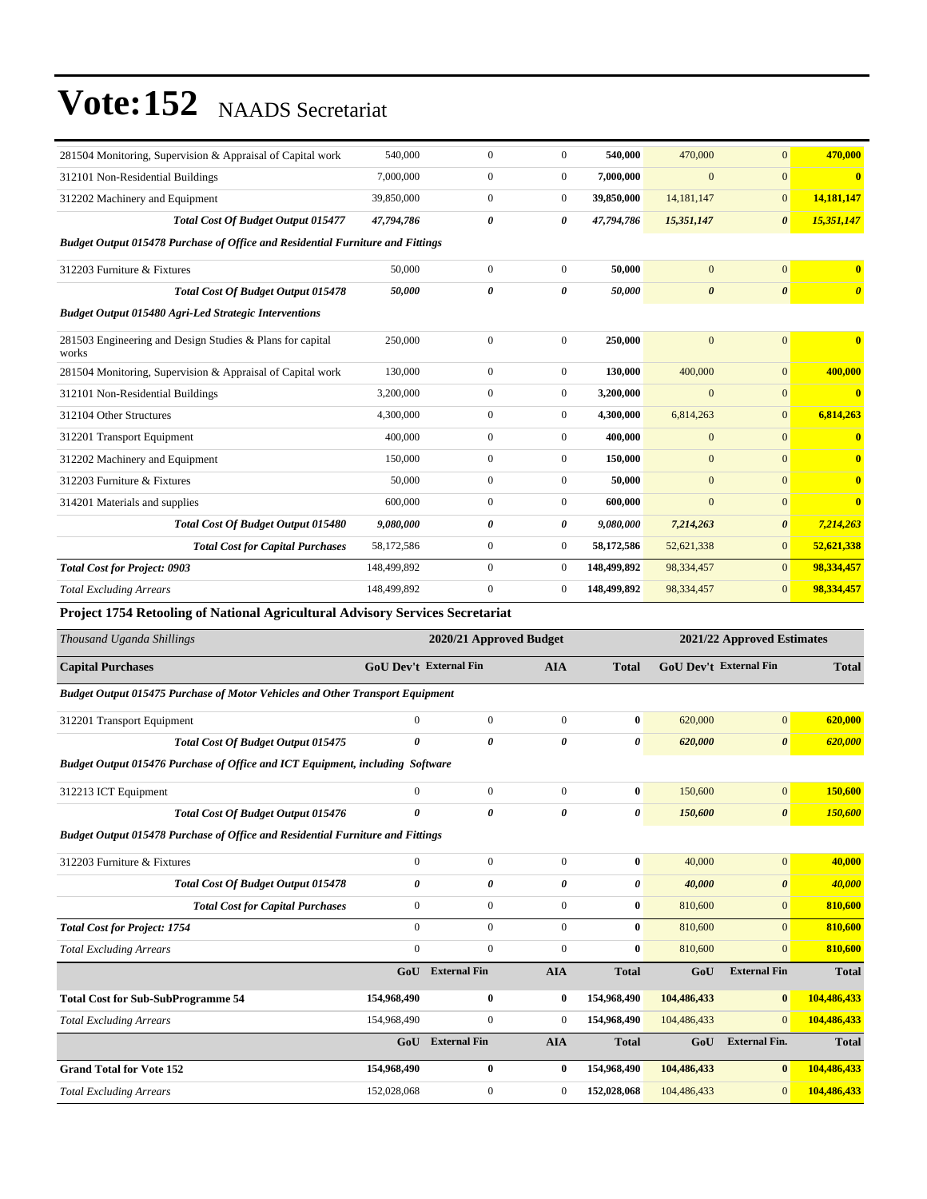# Vote:152 NAADS Secretariat

| | | | | | | | |
|---|---|---|---|---|---|---|---|
| 281504 Monitoring, Supervision & Appraisal of Capital work | 540,000 | 0 | 0 | **540,000** | 470,000 | 0 | **470,000** |
| 312101 Non-Residential Buildings | 7,000,000 | 0 | 0 | **7,000,000** | 0 | 0 | **0** |
| 312202 Machinery and Equipment | 39,850,000 | 0 | 0 | **39,850,000** | 14,181,147 | 0 | **14,181,147** |
| ***Total Cost Of Budget Output 015477*** | ***47,794,786*** | ***0*** | ***0*** | ***47,794,786*** | ***15,351,147*** | ***0*** | ***15,351,147*** |
| ***Budget Output 015478 Purchase of Office and Residential Furniture and Fittings*** | | | | | | | |
| 312203 Furniture & Fixtures | 50,000 | 0 | 0 | **50,000** | 0 | 0 | **0** |
| ***Total Cost Of Budget Output 015478*** | ***50,000*** | ***0*** | ***0*** | ***50,000*** | ***0*** | ***0*** | ***0*** |
| ***Budget Output 015480 Agri-Led Strategic Interventions*** | | | | | | | |
| 281503 Engineering and Design Studies & Plans for capital works | 250,000 | 0 | 0 | **250,000** | 0 | 0 | **0** |
| 281504 Monitoring, Supervision & Appraisal of Capital work | 130,000 | 0 | 0 | **130,000** | 400,000 | 0 | **400,000** |
| 312101 Non-Residential Buildings | 3,200,000 | 0 | 0 | **3,200,000** | 0 | 0 | **0** |
| 312104 Other Structures | 4,300,000 | 0 | 0 | **4,300,000** | 6,814,263 | 0 | **6,814,263** |
| 312201 Transport Equipment | 400,000 | 0 | 0 | **400,000** | 0 | 0 | **0** |
| 312202 Machinery and Equipment | 150,000 | 0 | 0 | **150,000** | 0 | 0 | **0** |
| 312203 Furniture & Fixtures | 50,000 | 0 | 0 | **50,000** | 0 | 0 | **0** |
| 314201 Materials and supplies | 600,000 | 0 | 0 | **600,000** | 0 | 0 | **0** |
| ***Total Cost Of Budget Output 015480*** | ***9,080,000*** | ***0*** | ***0*** | ***9,080,000*** | ***7,214,263*** | ***0*** | ***7,214,263*** |
| ***Total Cost for Capital Purchases*** | 58,172,586 | 0 | 0 | **58,172,586** | 52,621,338 | 0 | **52,621,338** |
| ***Total Cost for Project: 0903*** | 148,499,892 | 0 | 0 | **148,499,892** | 98,334,457 | 0 | **98,334,457** |
| *Total Excluding Arrears* | 148,499,892 | 0 | 0 | **148,499,892** | 98,334,457 | 0 | **98,334,457** |

**Project 1754 Retooling of National Agricultural Advisory Services Secretariat**

| *Thousand Uganda Shillings* | 2020/21 Approved Budget | | | | 2021/22 Approved Estimates | | |
|---|---|---|---|---|---|---|---|
| **Capital Purchases** | **GoU Dev't** | **External Fin** | **AIA** | **Total** | **GoU Dev't** | **External Fin** | **Total** |
| ***Budget Output 015475 Purchase of Motor Vehicles and Other Transport Equipment*** | | | | | | | |
| 312201 Transport Equipment | 0 | 0 | 0 | **0** | 620,000 | 0 | **620,000** |
| ***Total Cost Of Budget Output 015475*** | ***0*** | ***0*** | ***0*** | ***0*** | ***620,000*** | ***0*** | ***620,000*** |
| ***Budget Output 015476 Purchase of Office and ICT Equipment, including Software*** | | | | | | | |
| 312213 ICT Equipment | 0 | 0 | 0 | **0** | 150,600 | 0 | **150,600** |
| ***Total Cost Of Budget Output 015476*** | ***0*** | ***0*** | ***0*** | ***0*** | ***150,600*** | ***0*** | ***150,600*** |
| ***Budget Output 015478 Purchase of Office and Residential Furniture and Fittings*** | | | | | | | |
| 312203 Furniture & Fixtures | 0 | 0 | 0 | **0** | 40,000 | 0 | **40,000** |
| ***Total Cost Of Budget Output 015478*** | ***0*** | ***0*** | ***0*** | ***0*** | ***40,000*** | ***0*** | ***40,000*** |
| ***Total Cost for Capital Purchases*** | 0 | 0 | 0 | **0** | 810,600 | 0 | **810,600** |
| ***Total Cost for Project: 1754*** | 0 | 0 | 0 | **0** | 810,600 | 0 | **810,600** |
| *Total Excluding Arrears* | 0 | 0 | 0 | **0** | 810,600 | 0 | **810,600** |
| | **GoU** | **External Fin** | **AIA** | **Total** | **GoU** | **External Fin** | **Total** |
| **Total Cost for Sub-SubProgramme 54** | **154,968,490** | **0** | **0** | **154,968,490** | **104,486,433** | **0** | **104,486,433** |
| *Total Excluding Arrears* | 154,968,490 | 0 | 0 | **154,968,490** | 104,486,433 | 0 | **104,486,433** |
| | **GoU** | **External Fin** | **AIA** | **Total** | **GoU** | **External Fin.** | **Total** |
| **Grand Total for Vote 152** | **154,968,490** | **0** | **0** | **154,968,490** | **104,486,433** | **0** | **104,486,433** |
| *Total Excluding Arrears* | 152,028,068 | 0 | 0 | **152,028,068** | 104,486,433 | 0 | **104,486,433** |